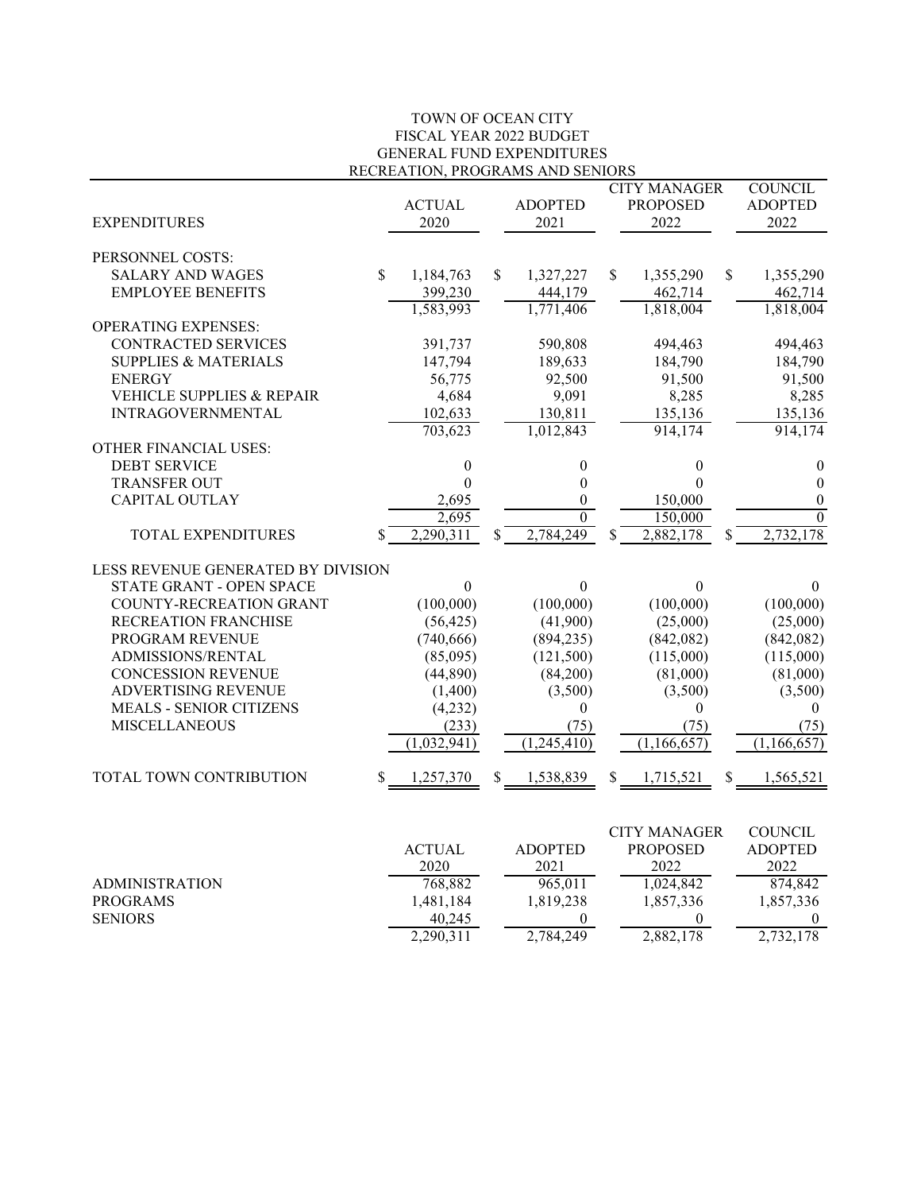TOWN OF OCEAN CITY
FISCAL YEAR 2022 BUDGET
GENERAL FUND EXPENDITURES
RECREATION, PROGRAMS AND SENIORS

| EXPENDITURES | ACTUAL 2020 | ADOPTED 2021 | CITY MANAGER PROPOSED 2022 | COUNCIL ADOPTED 2022 |
|---|---|---|---|---|
| PERSONNEL COSTS: | | | | |
| SALARY AND WAGES | $ 1,184,763 | $ 1,327,227 | $ 1,355,290 | $ 1,355,290 |
| EMPLOYEE BENEFITS | 399,230 | 444,179 | 462,714 | 462,714 |
| | 1,583,993 | 1,771,406 | 1,818,004 | 1,818,004 |
| OPERATING EXPENSES: | | | | |
| CONTRACTED SERVICES | 391,737 | 590,808 | 494,463 | 494,463 |
| SUPPLIES & MATERIALS | 147,794 | 189,633 | 184,790 | 184,790 |
| ENERGY | 56,775 | 92,500 | 91,500 | 91,500 |
| VEHICLE SUPPLIES & REPAIR | 4,684 | 9,091 | 8,285 | 8,285 |
| INTRAGOVERNMENTAL | 102,633 | 130,811 | 135,136 | 135,136 |
| | 703,623 | 1,012,843 | 914,174 | 914,174 |
| OTHER FINANCIAL USES: | | | | |
| DEBT SERVICE | 0 | 0 | 0 | 0 |
| TRANSFER OUT | 0 | 0 | 0 | 0 |
| CAPITAL OUTLAY | 2,695 | 0 | 150,000 | 0 |
| | 2,695 | 0 | 150,000 | 0 |
| TOTAL EXPENDITURES | $ 2,290,311 | $ 2,784,249 | $ 2,882,178 | $ 2,732,178 |
| LESS REVENUE GENERATED BY DIVISION | | | | |
| STATE GRANT - OPEN SPACE | 0 | 0 | 0 | 0 |
| COUNTY-RECREATION GRANT | (100,000) | (100,000) | (100,000) | (100,000) |
| RECREATION FRANCHISE | (56,425) | (41,900) | (25,000) | (25,000) |
| PROGRAM REVENUE | (740,666) | (894,235) | (842,082) | (842,082) |
| ADMISSIONS/RENTAL | (85,095) | (121,500) | (115,000) | (115,000) |
| CONCESSION REVENUE | (44,890) | (84,200) | (81,000) | (81,000) |
| ADVERTISING REVENUE | (1,400) | (3,500) | (3,500) | (3,500) |
| MEALS - SENIOR CITIZENS | (4,232) | 0 | 0 | 0 |
| MISCELLANEOUS | (233) | (75) | (75) | (75) |
| | (1,032,941) | (1,245,410) | (1,166,657) | (1,166,657) |
| TOTAL TOWN CONTRIBUTION | $ 1,257,370 | $ 1,538,839 | $ 1,715,521 | $ 1,565,521 |

| | ACTUAL 2020 | ADOPTED 2021 | CITY MANAGER PROPOSED 2022 | COUNCIL ADOPTED 2022 |
|---|---|---|---|---|
| ADMINISTRATION | 768,882 | 965,011 | 1,024,842 | 874,842 |
| PROGRAMS | 1,481,184 | 1,819,238 | 1,857,336 | 1,857,336 |
| SENIORS | 40,245 | 0 | 0 | 0 |
| | 2,290,311 | 2,784,249 | 2,882,178 | 2,732,178 |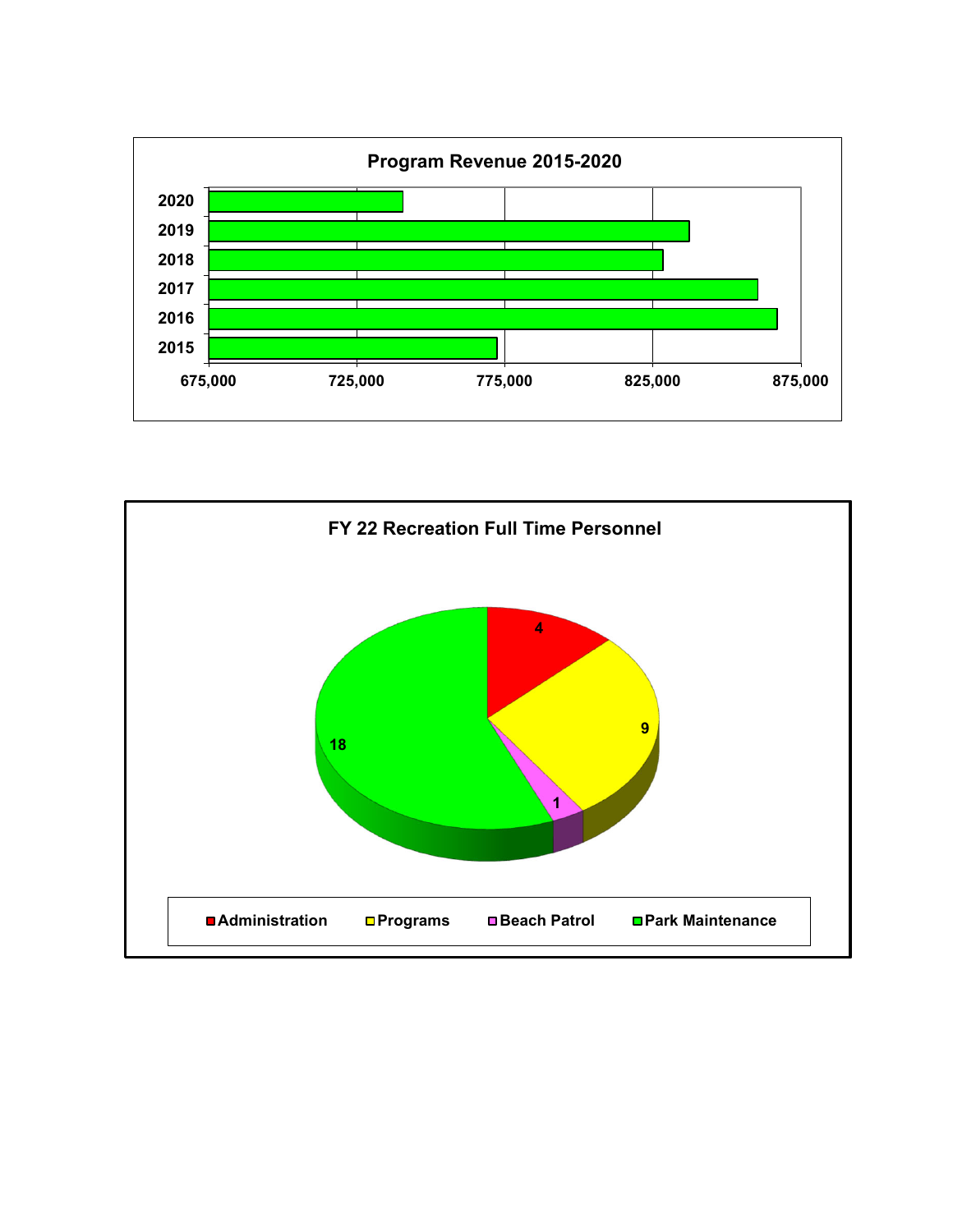**Program Revenue 2015-2020**

2020
2019
2018
2017
2016
2015

675,000
725,000
775,000
825,000
875,000

**FY 22 Recreation Full Time Personnel**

4
9
1
18

Administration
Programs
Beach Patrol
Park Maintenance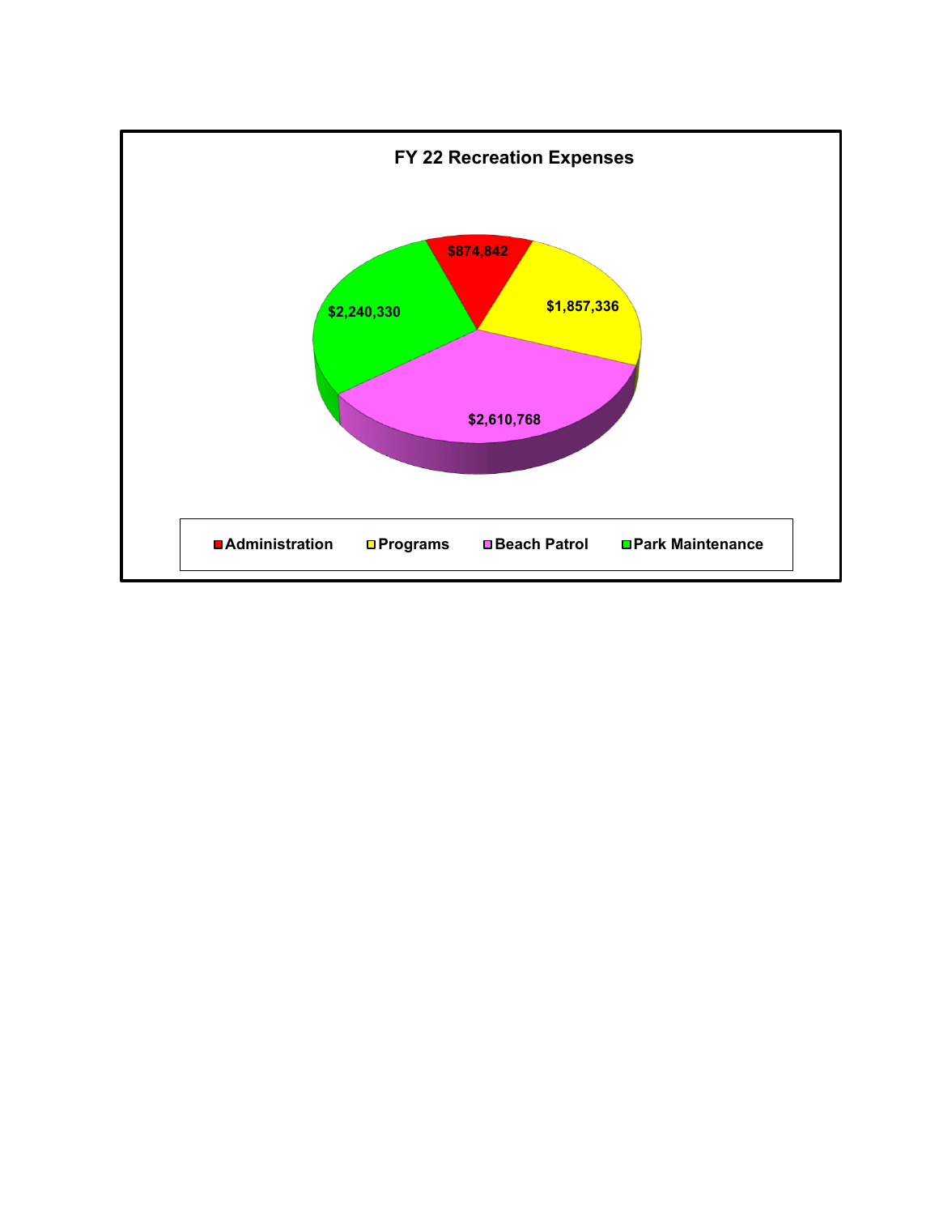FY 22 Recreation Expenses

$874,842

$1,857,336

$2,240,330

$2,610,768

Administration
Programs
Beach Patrol
Park Maintenance